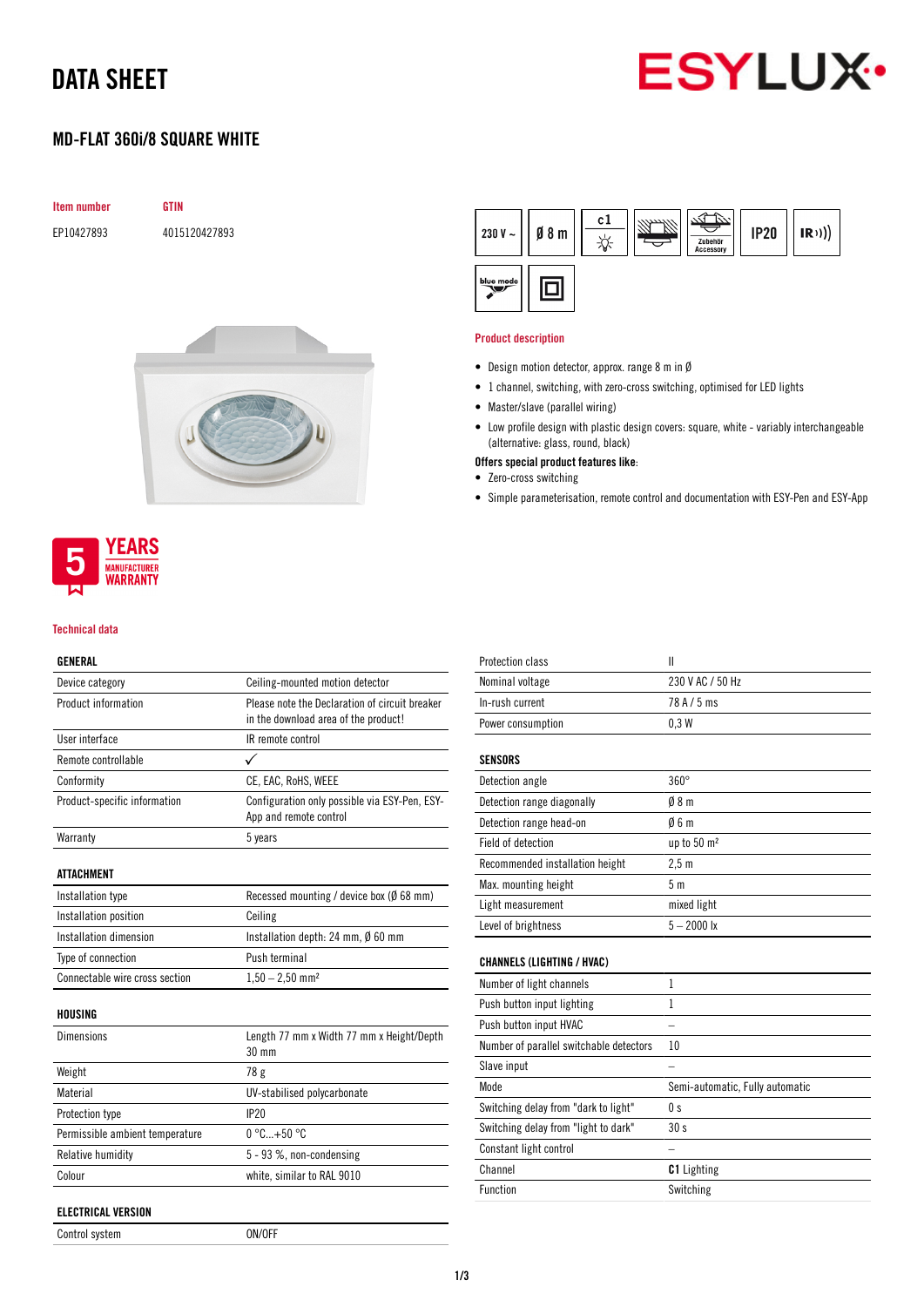# DATA SHEET

## MD-FLAT 360i/8 SQUARE WHITE

| Item number | GTIN |
|---|---|
| EP10427893 | 4015120427893 |

230 V ~ | Ø 8 m | c1 | Zubehör Accessory | IP20 | IR

5 YEARS MANUFACTURER WARRANTY

### Product description

- Design motion detector, approx. range 8 m in Ø
- 1 channel, switching, with zero-cross switching, optimised for LED lights
- Master/slave (parallel wiring)
- Low profile design with plastic design covers: square, white - variably interchangeable (alternative: glass, round, black)

**Offers special product features like:**

- Zero-cross switching
- Simple parameterisation, remote control and documentation with ESY-Pen and ESY-App

### Technical data

| GENERAL | |
|---|---|
| Device category | Ceiling-mounted motion detector |
| Product information | Please note the Declaration of circuit breaker in the download area of the product! |
| User interface | IR remote control |
| Remote controllable | ✓ |
| Conformity | CE, EAC, RoHS, WEEE |
| Product-specific information | Configuration only possible via ESY-Pen, ESY-App and remote control |
| Warranty | 5 years |

| ATTACHMENT | |
|---|---|
| Installation type | Recessed mounting / device box (Ø 68 mm) |
| Installation position | Ceiling |
| Installation dimension | Installation depth: 24 mm, Ø 60 mm |
| Type of connection | Push terminal |
| Connectable wire cross section | 1,50 – 2,50 mm² |

| HOUSING | |
|---|---|
| Dimensions | Length 77 mm x Width 77 mm x Height/Depth 30 mm |
| Weight | 78 g |
| Material | UV-stabilised polycarbonate |
| Protection type | IP20 |
| Permissible ambient temperature | 0 °C...+50 °C |
| Relative humidity | 5 - 93 %, non-condensing |
| Colour | white, similar to RAL 9010 |

| ELECTRICAL VERSION | |
|---|---|
| Control system | ON/OFF |
| Protection class | II |
| Nominal voltage | 230 V AC / 50 Hz |
| In-rush current | 78 A / 5 ms |
| Power consumption | 0,3 W |

| SENSORS | |
|---|---|
| Detection angle | 360° |
| Detection range diagonally | Ø 8 m |
| Detection range head-on | Ø 6 m |
| Field of detection | up to 50 m² |
| Recommended installation height | 2,5 m |
| Max. mounting height | 5 m |
| Light measurement | mixed light |
| Level of brightness | 5 – 2000 lx |

| CHANNELS (LIGHTING / HVAC) | |
|---|---|
| Number of light channels | 1 |
| Push button input lighting | 1 |
| Push button input HVAC | – |
| Number of parallel switchable detectors | 10 |
| Slave input | – |
| Mode | Semi-automatic, Fully automatic |
| Switching delay from "dark to light" | 0 s |
| Switching delay from "light to dark" | 30 s |
| Constant light control | – |
| Channel | **C1** Lighting |
| Function | Switching |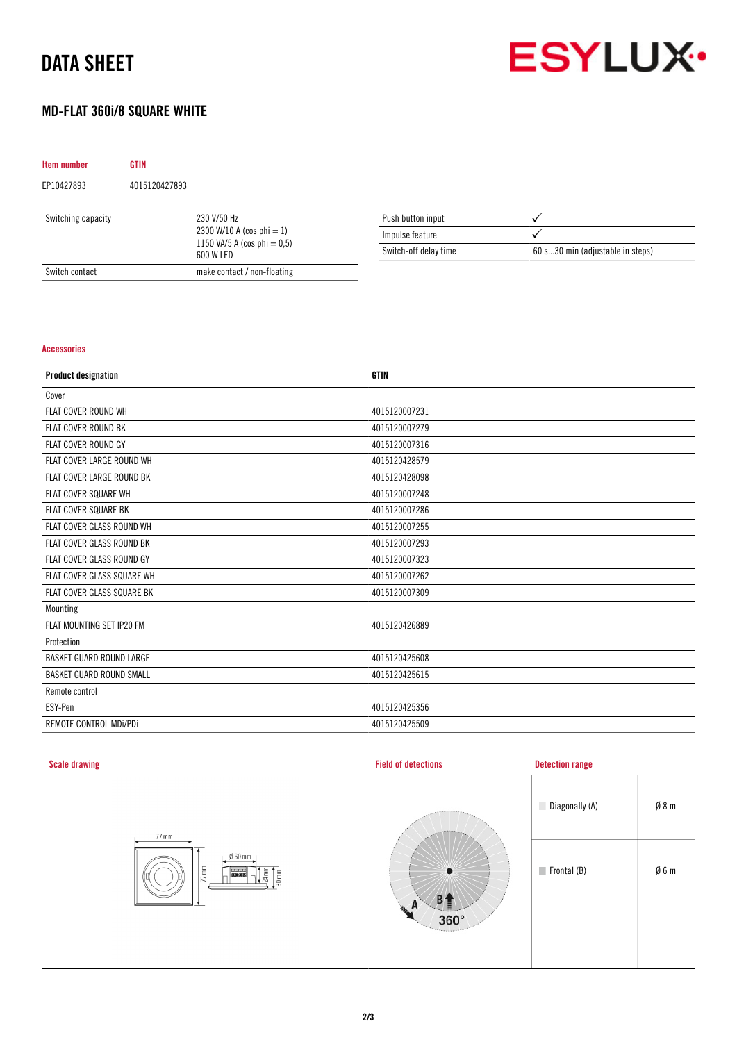# DATA SHEET

## MD-FLAT 360i/8 SQUARE WHITE

| Item number | GTIN |
|---|---|
| EP10427893 | 4015120427893 |

| | |
|---|---|
| Switching capacity | 230 V/50 Hz<br>2300 W/10 A (cos phi = 1)<br>1150 VA/5 A (cos phi = 0,5)<br>600 W LED |
| Switch contact | make contact / non-floating |

| | |
|---|---|
| Push button input | ✓ |
| Impulse feature | ✓ |
| Switch-off delay time | 60 s...30 min (adjustable in steps) |

### Accessories

| Product designation | GTIN |
|---|---|
| Cover | |
| FLAT COVER ROUND WH | 4015120007231 |
| FLAT COVER ROUND BK | 4015120007279 |
| FLAT COVER ROUND GY | 4015120007316 |
| FLAT COVER LARGE ROUND WH | 4015120428579 |
| FLAT COVER LARGE ROUND BK | 4015120428098 |
| FLAT COVER SQUARE WH | 4015120007248 |
| FLAT COVER SQUARE BK | 4015120007286 |
| FLAT COVER GLASS ROUND WH | 4015120007255 |
| FLAT COVER GLASS ROUND BK | 4015120007293 |
| FLAT COVER GLASS ROUND GY | 4015120007323 |
| FLAT COVER GLASS SQUARE WH | 4015120007262 |
| FLAT COVER GLASS SQUARE BK | 4015120007309 |
| Mounting | |
| FLAT MOUNTING SET IP20 FM | 4015120426889 |
| Protection | |
| BASKET GUARD ROUND LARGE | 4015120425608 |
| BASKET GUARD ROUND SMALL | 4015120425615 |
| Remote control | |
| ESY-Pen | 4015120425356 |
| REMOTE CONTROL MDi/PDi | 4015120425509 |

### Scale drawing

77 mm, 77 mm, Ø 60 mm, 24 mm, 30 mm

### Field of detections

A, B, 360°

### Detection range

| | |
|---|---|
| Diagonally (A) | Ø 8 m |
| Frontal (B) | Ø 6 m |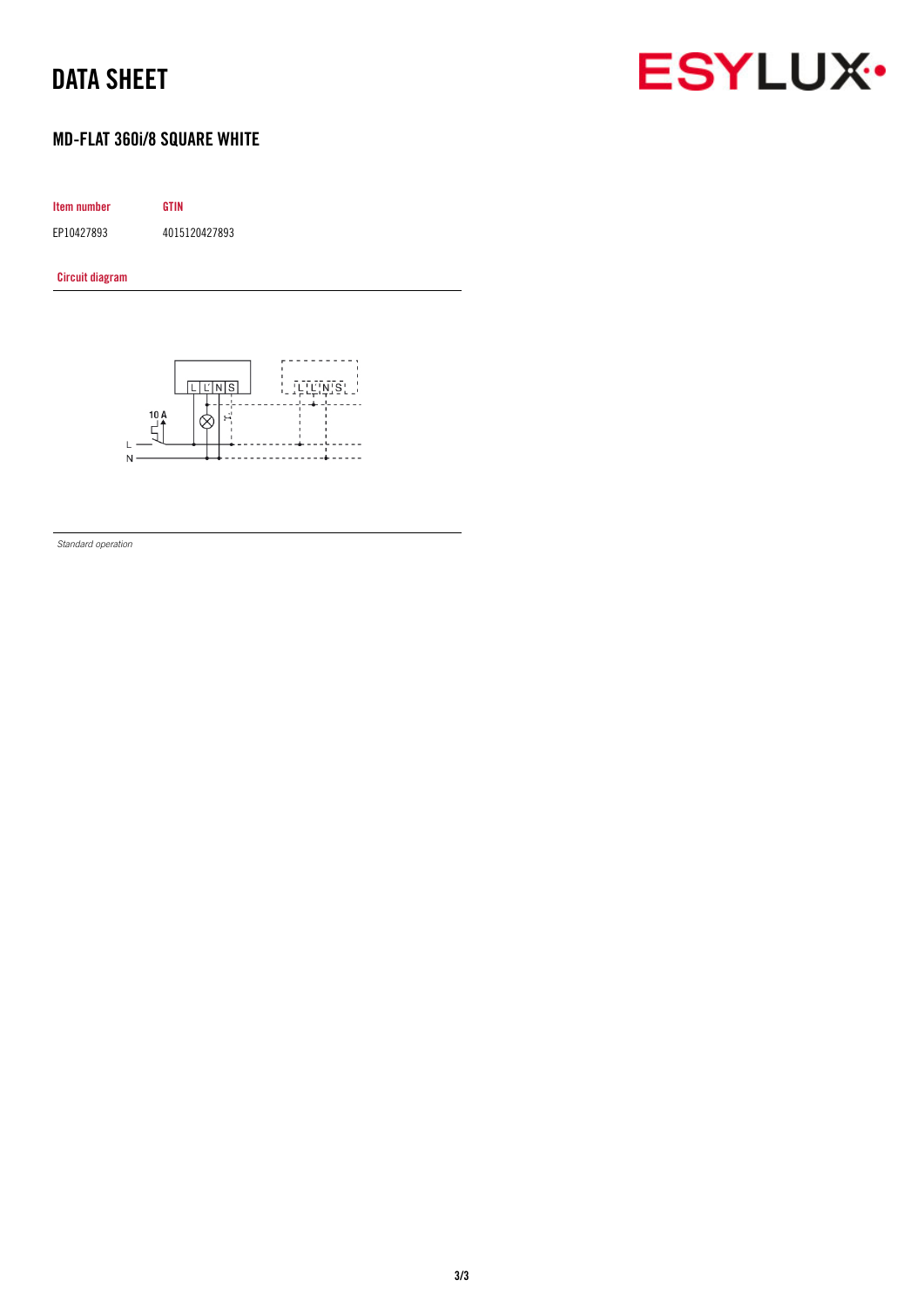# DATA SHEET

## MD-FLAT 360i/8 SQUARE WHITE

| Item number | GTIN |
| --- | --- |
| EP10427893 | 4015120427893 |

### Circuit diagram

L L' N S

L L' N S

10 A

L

N

*Standard operation*